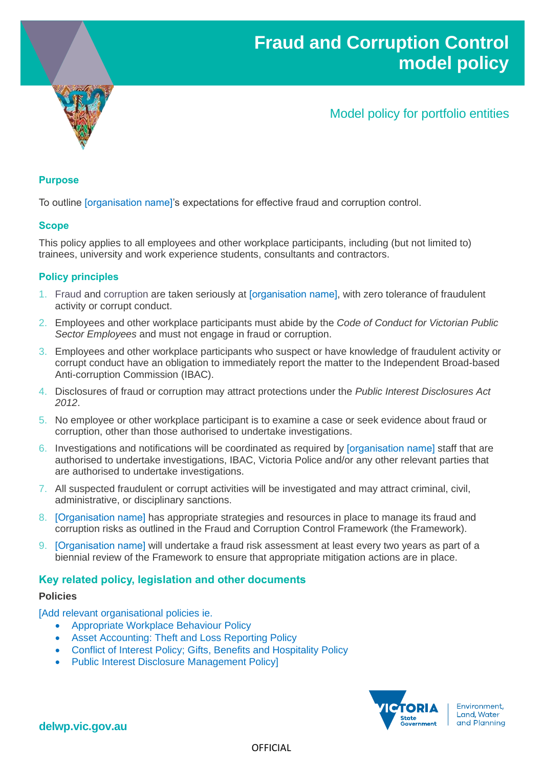# Fraud and Corruption Control model policy

Model policy for portfolio entities

## Purpose

To outline [organisation name]'s expectations for effective fraud and corruption control.

## Scope

This policy applies to all employees and other workplace participants, including (but not limited to) trainees, university and work experience students, consultants and contractors.

## Policy principles

1. Fraud and corruption are taken seriously at [organisation name], with zero tolerance of fraudulent activity or corrupt conduct.
2. Employees and other workplace participants must abide by the *Code of Conduct for Victorian Public Sector Employees* and must not engage in fraud or corruption.
3. Employees and other workplace participants who suspect or have knowledge of fraudulent activity or corrupt conduct have an obligation to immediately report the matter to the Independent Broad-based Anti-corruption Commission (IBAC).
4. Disclosures of fraud or corruption may attract protections under the *Public Interest Disclosures Act 2012*.
5. No employee or other workplace participant is to examine a case or seek evidence about fraud or corruption, other than those authorised to undertake investigations.
6. Investigations and notifications will be coordinated as required by [organisation name] staff that are authorised to undertake investigations, IBAC, Victoria Police and/or any other relevant parties that are authorised to undertake investigations.
7. All suspected fraudulent or corrupt activities will be investigated and may attract criminal, civil, administrative, or disciplinary sanctions.
8. [Organisation name] has appropriate strategies and resources in place to manage its fraud and corruption risks as outlined in the Fraud and Corruption Control Framework (the Framework).
9. [Organisation name] will undertake a fraud risk assessment at least every two years as part of a biennial review of the Framework to ensure that appropriate mitigation actions are in place.

## Key related policy, legislation and other documents

### Policies

[Add relevant organisational policies ie.

- Appropriate Workplace Behaviour Policy
- Asset Accounting: Theft and Loss Reporting Policy
- Conflict of Interest Policy; Gifts, Benefits and Hospitality Policy
- Public Interest Disclosure Management Policy]

delwp.vic.gov.au

OFFICIAL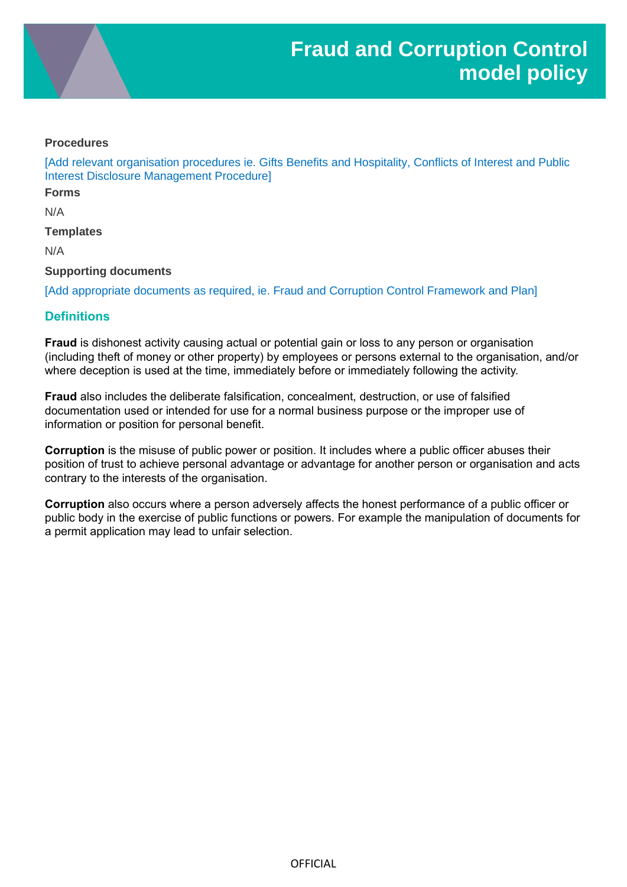# Fraud and Corruption Control model policy

**Procedures**

[Add relevant organisation procedures ie. Gifts Benefits and Hospitality, Conflicts of Interest and Public Interest Disclosure Management Procedure]

**Forms**

N/A

**Templates**

N/A

**Supporting documents**

[Add appropriate documents as required, ie. Fraud and Corruption Control Framework and Plan]

## Definitions

**Fraud** is dishonest activity causing actual or potential gain or loss to any person or organisation (including theft of money or other property) by employees or persons external to the organisation, and/or where deception is used at the time, immediately before or immediately following the activity.

**Fraud** also includes the deliberate falsification, concealment, destruction, or use of falsified documentation used or intended for use for a normal business purpose or the improper use of information or position for personal benefit.

**Corruption** is the misuse of public power or position. It includes where a public officer abuses their position of trust to achieve personal advantage or advantage for another person or organisation and acts contrary to the interests of the organisation.

**Corruption** also occurs where a person adversely affects the honest performance of a public officer or public body in the exercise of public functions or powers. For example the manipulation of documents for a permit application may lead to unfair selection.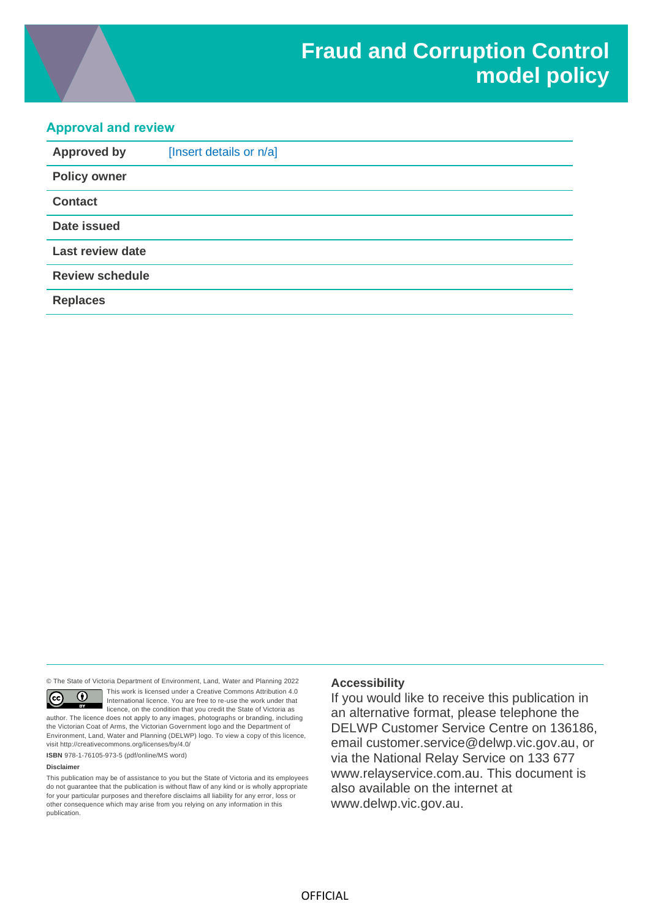# Fraud and Corruption Control model policy

## Approval and review

| | |
|---|---|
| **Approved by** | [Insert details or n/a] |
| **Policy owner** | |
| **Contact** | |
| **Date issued** | |
| **Last review date** | |
| **Review schedule** | |
| **Replaces** | |

© The State of Victoria Department of Environment, Land, Water and Planning 2022

This work is licensed under a Creative Commons Attribution 4.0 International licence. You are free to re-use the work under that licence, on the condition that you credit the State of Victoria as author. The licence does not apply to any images, photographs or branding, including the Victorian Coat of Arms, the Victorian Government logo and the Department of Environment, Land, Water and Planning (DELWP) logo. To view a copy of this licence, visit http://creativecommons.org/licenses/by/4.0/

**ISBN** 978-1-76105-973-5 (pdf/online/MS word)

**Disclaimer**

This publication may be of assistance to you but the State of Victoria and its employees do not guarantee that the publication is without flaw of any kind or is wholly appropriate for your particular purposes and therefore disclaims all liability for any error, loss or other consequence which may arise from you relying on any information in this publication.

**Accessibility**

If you would like to receive this publication in an alternative format, please telephone the DELWP Customer Service Centre on 136186, email customer.service@delwp.vic.gov.au, or via the National Relay Service on 133 677 www.relayservice.com.au. This document is also available on the internet at www.delwp.vic.gov.au.

OFFICIAL